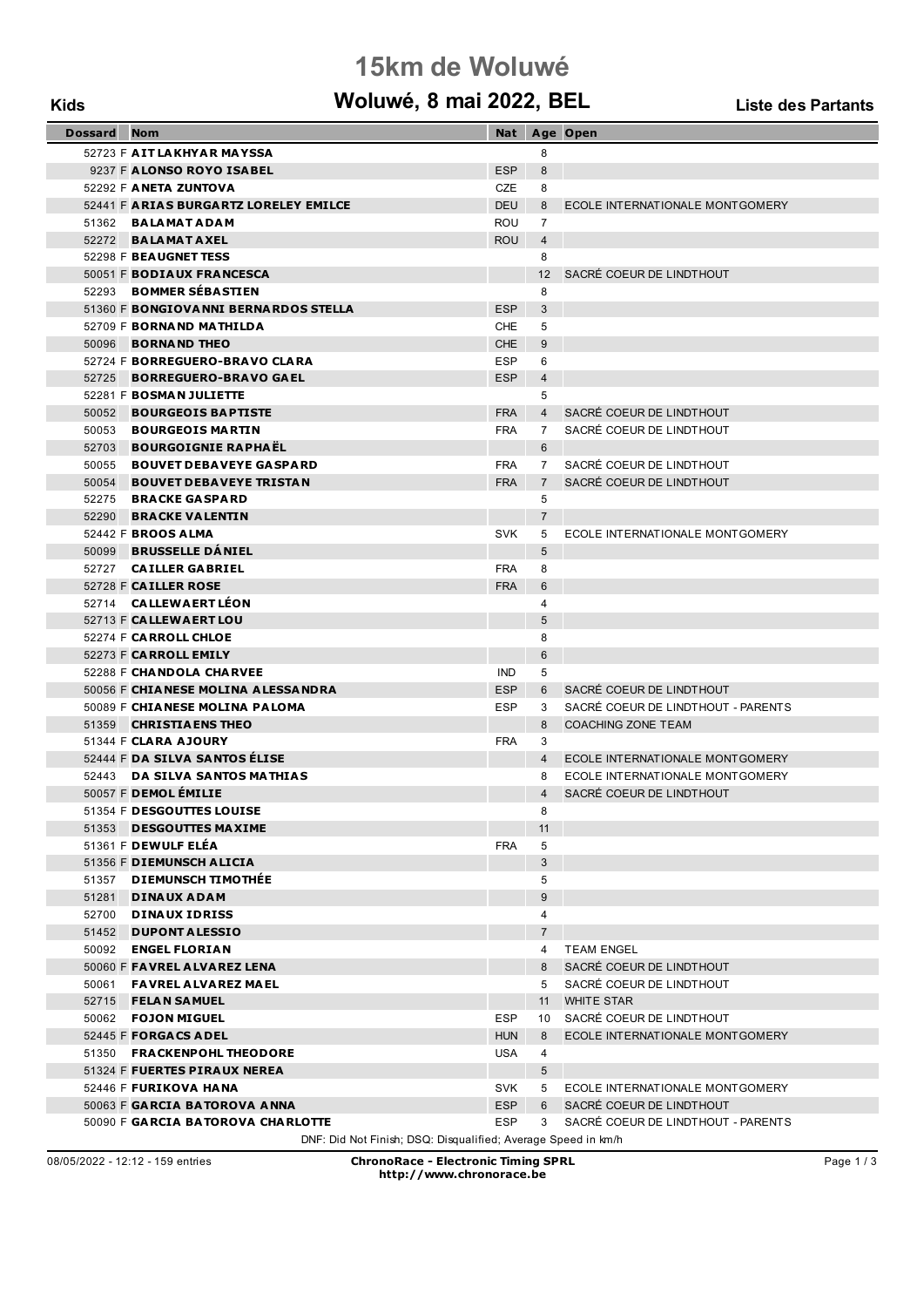# 15km de Woluwé

## Woluwé, 8 mai 2022, BEL

**Kids** | **Liste des Partants**

| Dossard | Nom | Nat | Age | Open |
|---|---|---|---|---|
| 52723 F | **AIT LAKHYAR MAYSSA** | | 8 | |
| 9237 F | **ALONSO ROYO ISABEL** | ESP | 8 | |
| 52292 F | **ANETA ZUNTOVA** | CZE | 8 | |
| 52441 F | **ARIAS BURGARTZ LORELEY EMILCE** | DEU | 8 | ECOLE INTERNATIONALE MONTGOMERY |
| 51362 | **BALAMAT ADAM** | ROU | 7 | |
| 52272 | **BALAMAT AXEL** | ROU | 4 | |
| 52298 F | **BEAUGNET TESS** | | 8 | |
| 50051 F | **BODIAUX FRANCESCA** | | 12 | SACRÉ COEUR DE LINDTHOUT |
| 52293 | **BOMMER SÉBASTIEN** | | 8 | |
| 51360 F | **BONGIOVANNI BERNARDOS STELLA** | ESP | 3 | |
| 52709 F | **BORNAND MATHILDA** | CHE | 5 | |
| 50096 | **BORNAND THEO** | CHE | 9 | |
| 52724 F | **BORREGUERO-BRAVO CLARA** | ESP | 6 | |
| 52725 | **BORREGUERO-BRAVO GAEL** | ESP | 4 | |
| 52281 F | **BOSMAN JULIETTE** | | 5 | |
| 50052 | **BOURGEOIS BAPTISTE** | FRA | 4 | SACRÉ COEUR DE LINDTHOUT |
| 50053 | **BOURGEOIS MARTIN** | FRA | 7 | SACRÉ COEUR DE LINDTHOUT |
| 52703 | **BOURGOIGNIE RAPHAËL** | | 6 | |
| 50055 | **BOUVET DEBAVEYE GASPARD** | FRA | 7 | SACRÉ COEUR DE LINDTHOUT |
| 50054 | **BOUVET DEBAVEYE TRISTAN** | FRA | 7 | SACRÉ COEUR DE LINDTHOUT |
| 52275 | **BRACKE GASPARD** | | 5 | |
| 52290 | **BRACKE VALENTIN** | | 7 | |
| 52442 F | **BROOS ALMA** | SVK | 5 | ECOLE INTERNATIONALE MONTGOMERY |
| 50099 | **BRUSSELLE DÁNIEL** | | 5 | |
| 52727 | **CAILLER GABRIEL** | FRA | 8 | |
| 52728 F | **CAILLER ROSE** | FRA | 6 | |
| 52714 | **CALLEWAERT LÉON** | | 4 | |
| 52713 F | **CALLEWAERT LOU** | | 5 | |
| 52274 F | **CARROLL CHLOE** | | 8 | |
| 52273 F | **CARROLL EMILY** | | 6 | |
| 52288 F | **CHANDOLA CHARVEE** | IND | 5 | |
| 50056 F | **CHIANESE MOLINA ALESSANDRA** | ESP | 6 | SACRÉ COEUR DE LINDTHOUT |
| 50089 F | **CHIANESE MOLINA PALOMA** | ESP | 3 | SACRÉ COEUR DE LINDTHOUT - PARENTS |
| 51359 | **CHRISTIAENS THEO** | | 8 | COACHING ZONE TEAM |
| 51344 F | **CLARA AJOURY** | FRA | 3 | |
| 52444 F | **DA SILVA SANTOS ÉLISE** | | 4 | ECOLE INTERNATIONALE MONTGOMERY |
| 52443 | **DA SILVA SANTOS MATHIAS** | | 8 | ECOLE INTERNATIONALE MONTGOMERY |
| 50057 F | **DEMOL ÉMILIE** | | 4 | SACRÉ COEUR DE LINDTHOUT |
| 51354 F | **DESGOUTTES LOUISE** | | 8 | |
| 51353 | **DESGOUTTES MAXIME** | | 11 | |
| 51361 F | **DEWULF ELÉA** | FRA | 5 | |
| 51356 F | **DIEMUNSCH ALICIA** | | 3 | |
| 51357 | **DIEMUNSCH TIMOTHÉE** | | 5 | |
| 51281 | **DINAUX ADAM** | | 9 | |
| 52700 | **DINAUX IDRISS** | | 4 | |
| 51452 | **DUPONT ALESSIO** | | 7 | |
| 50092 | **ENGEL FLORIAN** | | 4 | TEAM ENGEL |
| 50060 F | **FAVREL ALVAREZ LENA** | | 8 | SACRÉ COEUR DE LINDTHOUT |
| 50061 | **FAVREL ALVAREZ MAEL** | | 5 | SACRÉ COEUR DE LINDTHOUT |
| 52715 | **FELAN SAMUEL** | | 11 | WHITE STAR |
| 50062 | **FOJON MIGUEL** | ESP | 10 | SACRÉ COEUR DE LINDTHOUT |
| 52445 F | **FORGACS ADEL** | HUN | 8 | ECOLE INTERNATIONALE MONTGOMERY |
| 51350 | **FRACKENPOHL THEODORE** | USA | 4 | |
| 51324 F | **FUERTES PIRAUX NEREA** | | 5 | |
| 52446 F | **FURIKOVA HANA** | SVK | 5 | ECOLE INTERNATIONALE MONTGOMERY |
| 50063 F | **GARCIA BATOROVA ANNA** | ESP | 6 | SACRÉ COEUR DE LINDTHOUT |
| 50090 F | **GARCIA BATOROVA CHARLOTTE** | ESP | 3 | SACRÉ COEUR DE LINDTHOUT - PARENTS |

DNF: Did Not Finish; DSQ: Disqualified; Average Speed in km/h

08/05/2022 - 12:12 - 159 entries

**ChronoRace - Electronic Timing SPRL**
**http://www.chronorace.be**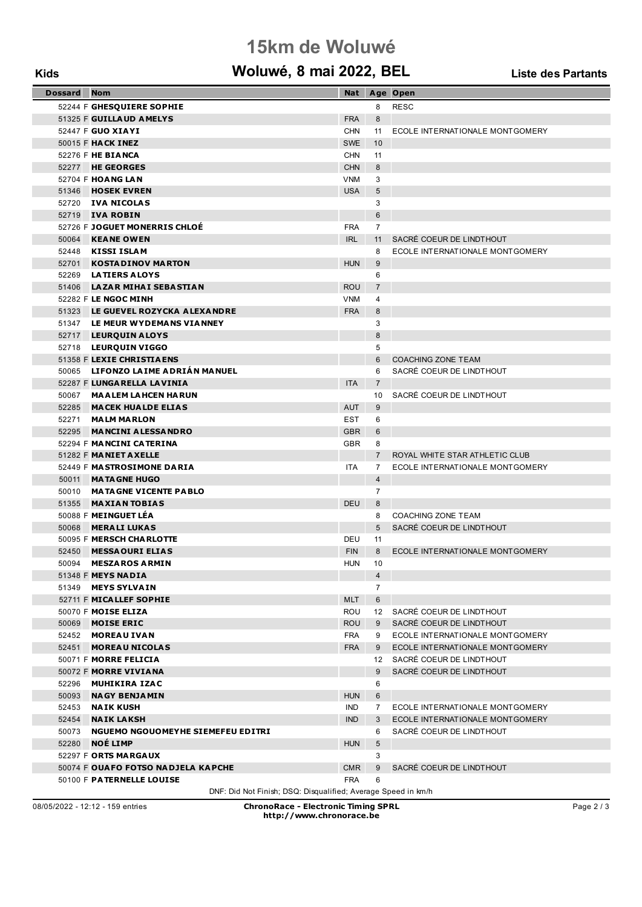# 15km de Woluwé

## Woluwé, 8 mai 2022, BEL

**Kids** — **Liste des Partants**

| Dossard | Nom | Nat | Age | Open |
|---|---|---|---|---|
| 52244 F | **GHESQUIERE SOPHIE** | | 8 | RESC |
| 51325 F | **GUILLAUD AMELYS** | FRA | 8 | |
| 52447 F | **GUO XIAYI** | CHN | 11 | ECOLE INTERNATIONALE MONTGOMERY |
| 50015 F | **HACK INEZ** | SWE | 10 | |
| 52276 F | **HE BIANCA** | CHN | 11 | |
| 52277 | **HE GEORGES** | CHN | 8 | |
| 52704 F | **HOANG LAN** | VNM | 3 | |
| 51346 | **HOSEK EVREN** | USA | 5 | |
| 52720 | **IVA NICOLAS** | | 3 | |
| 52719 | **IVA ROBIN** | | 6 | |
| 52726 F | **JOGUET MONERRIS CHLOÉ** | FRA | 7 | |
| 50064 | **KEANE OWEN** | IRL | 11 | SACRÉ COEUR DE LINDTHOUT |
| 52448 | **KISSI ISLAM** | | 8 | ECOLE INTERNATIONALE MONTGOMERY |
| 52701 | **KOSTADINOV MARTON** | HUN | 9 | |
| 52269 | **LATIERS ALOYS** | | 6 | |
| 51406 | **LAZAR MIHAI SEBASTIAN** | ROU | 7 | |
| 52282 F | **LE NGOC MINH** | VNM | 4 | |
| 51323 | **LE GUEVEL ROZYCKA ALEXANDRE** | FRA | 8 | |
| 51347 | **LE MEUR WYDEMANS VIANNEY** | | 3 | |
| 52717 | **LEURQUIN ALOYS** | | 8 | |
| 52718 | **LEURQUIN VIGGO** | | 5 | |
| 51358 F | **LEXIE CHRISTIAENS** | | 6 | COACHING ZONE TEAM |
| 50065 | **LIFONZO LAIME ADRIÁN MANUEL** | | 6 | SACRÉ COEUR DE LINDTHOUT |
| 52287 F | **LUNGARELLA LAVINIA** | ITA | 7 | |
| 50067 | **MAALEM LAHCEN HARUN** | | 10 | SACRÉ COEUR DE LINDTHOUT |
| 52285 | **MACEK HUALDE ELIAS** | AUT | 9 | |
| 52271 | **MALM MARLON** | EST | 6 | |
| 52295 | **MANCINI ALESSANDRO** | GBR | 6 | |
| 52294 F | **MANCINI CATERINA** | GBR | 8 | |
| 51282 F | **MANIET AXELLE** | | 7 | ROYAL WHITE STAR ATHLETIC CLUB |
| 52449 F | **MASTROSIMONE DARIA** | ITA | 7 | ECOLE INTERNATIONALE MONTGOMERY |
| 50011 | **MATAGNE HUGO** | | 4 | |
| 50010 | **MATAGNE VICENTE PABLO** | | 7 | |
| 51355 | **MAXIAN TOBIAS** | DEU | 8 | |
| 50088 F | **MEINGUET LÉA** | | 8 | COACHING ZONE TEAM |
| 50068 | **MERALI LUKAS** | | 5 | SACRÉ COEUR DE LINDTHOUT |
| 50095 F | **MERSCH CHARLOTTE** | DEU | 11 | |
| 52450 | **MESSAOURI ELIAS** | FIN | 8 | ECOLE INTERNATIONALE MONTGOMERY |
| 50094 | **MESZAROS ARMIN** | HUN | 10 | |
| 51348 F | **MEYS NADIA** | | 4 | |
| 51349 | **MEYS SYLVAIN** | | 7 | |
| 52711 F | **MICALLEF SOPHIE** | MLT | 6 | |
| 50070 F | **MOISE ELIZA** | ROU | 12 | SACRÉ COEUR DE LINDTHOUT |
| 50069 | **MOISE ERIC** | ROU | 9 | SACRÉ COEUR DE LINDTHOUT |
| 52452 | **MOREAU IVAN** | FRA | 9 | ECOLE INTERNATIONALE MONTGOMERY |
| 52451 | **MOREAU NICOLAS** | FRA | 9 | ECOLE INTERNATIONALE MONTGOMERY |
| 50071 F | **MORRE FELICIA** | | 12 | SACRÉ COEUR DE LINDTHOUT |
| 50072 F | **MORRE VIVIANA** | | 9 | SACRÉ COEUR DE LINDTHOUT |
| 52296 | **MUHIKIRA IZAC** | | 6 | |
| 50093 | **NAGY BENJAMIN** | HUN | 6 | |
| 52453 | **NAIK KUSH** | IND | 7 | ECOLE INTERNATIONALE MONTGOMERY |
| 52454 | **NAIK LAKSH** | IND | 3 | ECOLE INTERNATIONALE MONTGOMERY |
| 50073 | **NGUEMO NGOUOMEYHE SIEMEFEU EDITRI** | | 6 | SACRÉ COEUR DE LINDTHOUT |
| 52280 | **NOÉ LIMP** | HUN | 5 | |
| 52297 F | **ORTS MARGAUX** | | 3 | |
| 50074 F | **OUAFO FOTSO NADJELA KAPCHE** | CMR | 9 | SACRÉ COEUR DE LINDTHOUT |
| 50100 F | **PATERNELLE LOUISE** | FRA | 6 | |

DNF: Did Not Finish; DSQ: Disqualified; Average Speed in km/h

08/05/2022 - 12:12 - 159 entries

**ChronoRace - Electronic Timing SPRL**
**http://www.chronorace.be**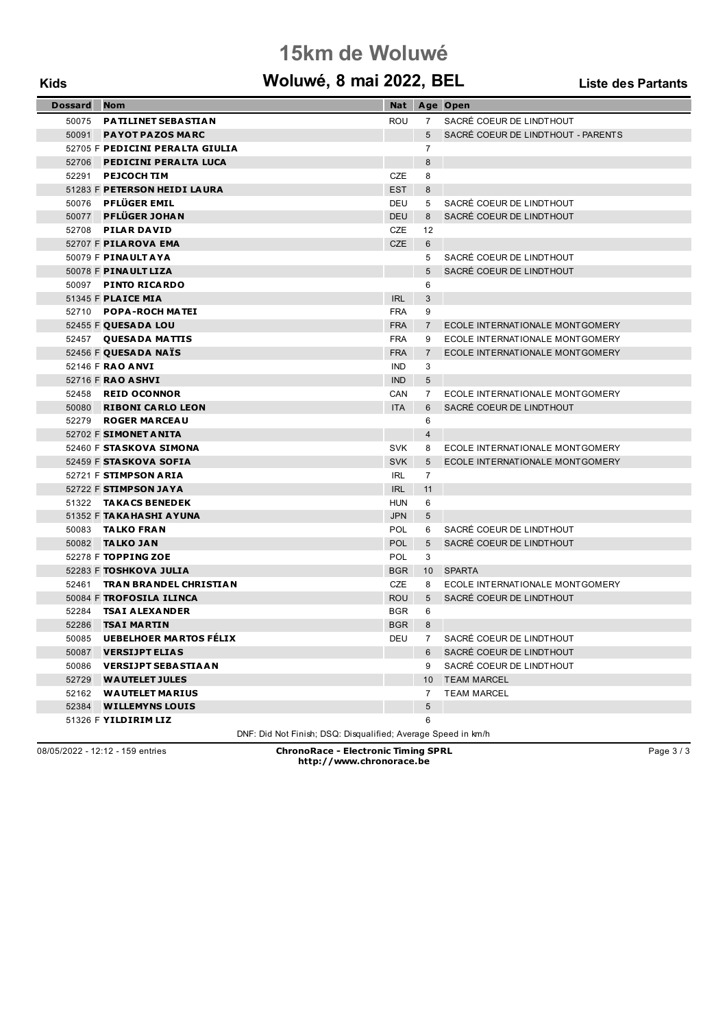# 15km de Woluwé

## Woluwé, 8 mai 2022, BEL

**Kids** — **Liste des Partants**

| Dossard | Nom | Nat | Age | Open |
|---|---|---|---|---|
| 50075 | **PATILINET SEBASTIAN** | ROU | 7 | SACRÉ COEUR DE LINDTHOUT |
| 50091 | **PAYOT PAZOS MARC** | | 5 | SACRÉ COEUR DE LINDTHOUT - PARENTS |
| 52705 F | **PEDICINI PERALTA GIULIA** | | 7 | |
| 52706 | **PEDICINI PERALTA LUCA** | | 8 | |
| 52291 | **PEJCOCH TIM** | CZE | 8 | |
| 51283 F | **PETERSON HEIDI LAURA** | EST | 8 | |
| 50076 | **PFLÜGER EMIL** | DEU | 5 | SACRÉ COEUR DE LINDTHOUT |
| 50077 | **PFLÜGER JOHAN** | DEU | 8 | SACRÉ COEUR DE LINDTHOUT |
| 52708 | **PILAR DAVID** | CZE | 12 | |
| 52707 F | **PILAROVA EMA** | CZE | 6 | |
| 50079 F | **PINAULT AYA** | | 5 | SACRÉ COEUR DE LINDTHOUT |
| 50078 F | **PINAULT LIZA** | | 5 | SACRÉ COEUR DE LINDTHOUT |
| 50097 | **PINTO RICARDO** | | 6 | |
| 51345 F | **PLAICE MIA** | IRL | 3 | |
| 52710 | **POPA-ROCH MATEI** | FRA | 9 | |
| 52455 F | **QUESADA LOU** | FRA | 7 | ECOLE INTERNATIONALE MONTGOMERY |
| 52457 | **QUESADA MATTIS** | FRA | 9 | ECOLE INTERNATIONALE MONTGOMERY |
| 52456 F | **QUESADA NAÏS** | FRA | 7 | ECOLE INTERNATIONALE MONTGOMERY |
| 52146 F | **RAO ANVI** | IND | 3 | |
| 52716 F | **RAO ASHVI** | IND | 5 | |
| 52458 | **REID OCONNOR** | CAN | 7 | ECOLE INTERNATIONALE MONTGOMERY |
| 50080 | **RIBONI CARLO LEON** | ITA | 6 | SACRÉ COEUR DE LINDTHOUT |
| 52279 | **ROGER MARCEAU** | | 6 | |
| 52702 F | **SIMONET ANITA** | | 4 | |
| 52460 F | **STASKOVA SIMONA** | SVK | 8 | ECOLE INTERNATIONALE MONTGOMERY |
| 52459 F | **STASKOVA SOFIA** | SVK | 5 | ECOLE INTERNATIONALE MONTGOMERY |
| 52721 F | **STIMPSON ARIA** | IRL | 7 | |
| 52722 F | **STIMPSON JAYA** | IRL | 11 | |
| 51322 | **TAKACS BENEDEK** | HUN | 6 | |
| 51352 F | **TAKAHASHI AYUNA** | JPN | 5 | |
| 50083 | **TALKO FRAN** | POL | 6 | SACRÉ COEUR DE LINDTHOUT |
| 50082 | **TALKO JAN** | POL | 5 | SACRÉ COEUR DE LINDTHOUT |
| 52278 F | **TOPPING ZOE** | POL | 3 | |
| 52283 F | **TOSHKOVA JULIA** | BGR | 10 | SPARTA |
| 52461 | **TRAN BRANDEL CHRISTIAN** | CZE | 8 | ECOLE INTERNATIONALE MONTGOMERY |
| 50084 F | **TROFOSILA ILINCA** | ROU | 5 | SACRÉ COEUR DE LINDTHOUT |
| 52284 | **TSAI ALEXANDER** | BGR | 6 | |
| 52286 | **TSAI MARTIN** | BGR | 8 | |
| 50085 | **UEBELHOER MARTOS FÉLIX** | DEU | 7 | SACRÉ COEUR DE LINDTHOUT |
| 50087 | **VERSIJPT ELIAS** | | 6 | SACRÉ COEUR DE LINDTHOUT |
| 50086 | **VERSIJPT SEBASTIAAN** | | 9 | SACRÉ COEUR DE LINDTHOUT |
| 52729 | **WAUTELET JULES** | | 10 | TEAM MARCEL |
| 52162 | **WAUTELET MARIUS** | | 7 | TEAM MARCEL |
| 52384 | **WILLEMYNS LOUIS** | | 5 | |
| 51326 F | **YILDIRIM LIZ** | | 6 | |

DNF: Did Not Finish; DSQ: Disqualified; Average Speed in km/h

08/05/2022 - 12:12 - 159 entries

**ChronoRace - Electronic Timing SPRL**
**http://www.chronorace.be**